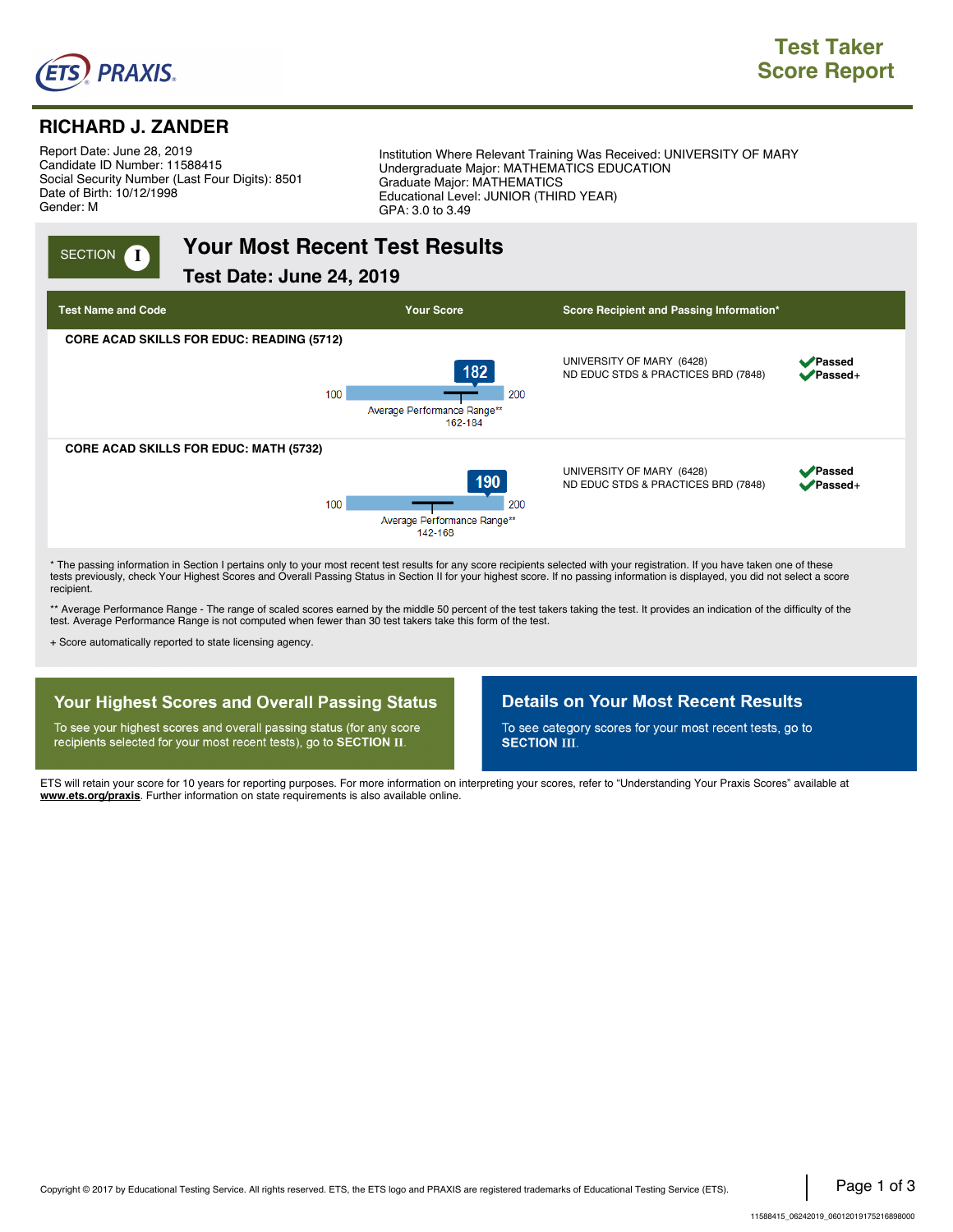# Test Taker Score Report

ETS PRAXIS

## RICHARD J. ZANDER

Report Date: June 28, 2019
Candidate ID Number: 11588415
Social Security Number (Last Four Digits): 8501
Date of Birth: 10/12/1998
Gender: M

Institution Where Relevant Training Was Received: UNIVERSITY OF MARY
Undergraduate Major: MATHEMATICS EDUCATION
Graduate Major: MATHEMATICS
Educational Level: JUNIOR (THIRD YEAR)
GPA: 3.0 to 3.49

SECTION I

## Your Most Recent Test Results

### Test Date: June 24, 2019

| Test Name and Code | Your Score | Score Recipient and Passing Information* | |
|---|---|---|---|
| CORE ACAD SKILLS FOR EDUC: READING (5712) | 182 (Scale 100–200; Average Performance Range** 162-184) | UNIVERSITY OF MARY (6428) | Passed |
| | | ND EDUC STDS & PRACTICES BRD (7848) | Passed+ |
| CORE ACAD SKILLS FOR EDUC: MATH (5732) | 190 (Scale 100–200; Average Performance Range** 142-168) | UNIVERSITY OF MARY (6428) | Passed |
| | | ND EDUC STDS & PRACTICES BRD (7848) | Passed+ |

* The passing information in Section I pertains only to your most recent test results for any score recipients selected with your registration. If you have taken one of these tests previously, check Your Highest Scores and Overall Passing Status in Section II for your highest score. If no passing information is displayed, you did not select a score recipient.

** Average Performance Range - The range of scaled scores earned by the middle 50 percent of the test takers taking the test. It provides an indication of the difficulty of the test. Average Performance Range is not computed when fewer than 30 test takers take this form of the test.

+ Score automatically reported to state licensing agency.

### Your Highest Scores and Overall Passing Status

To see your highest scores and overall passing status (for any score recipients selected for your most recent tests), go to **SECTION II**.

### Details on Your Most Recent Results

To see category scores for your most recent tests, go to **SECTION III**.

ETS will retain your score for 10 years for reporting purposes. For more information on interpreting your scores, refer to "Understanding Your Praxis Scores" available at **www.ets.org/praxis**. Further information on state requirements is also available online.

Copyright © 2017 by Educational Testing Service. All rights reserved. ETS, the ETS logo and PRAXIS are registered trademarks of Educational Testing Service (ETS).

11588415_06242019_06012019175216898000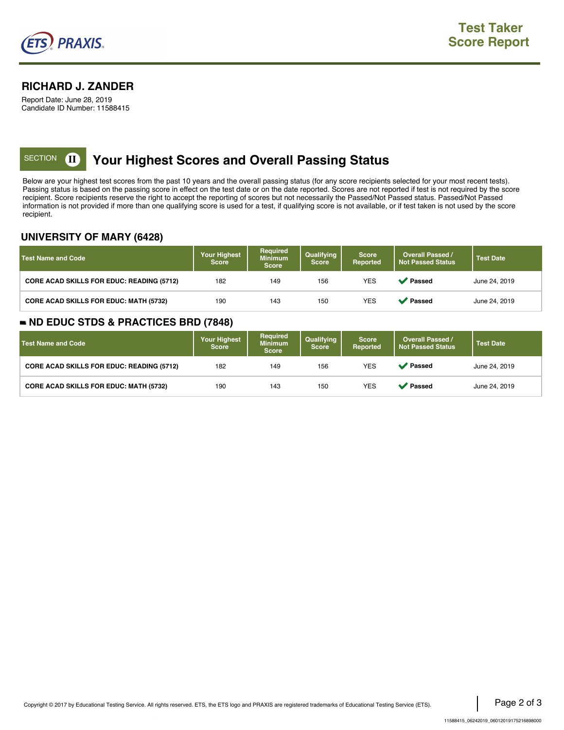# Test Taker Score Report

## RICHARD J. ZANDER

Report Date: June 28, 2019
Candidate ID Number: 11588415

## SECTION II Your Highest Scores and Overall Passing Status

Below are your highest test scores from the past 10 years and the overall passing status (for any score recipients selected for your most recent tests). Passing status is based on the passing score in effect on the test date or on the date reported. Scores are not reported if test is not required by the score recipient. Score recipients reserve the right to accept the reporting of scores but not necessarily the Passed/Not Passed status. Passed/Not Passed information is not provided if more than one qualifying score is used for a test, if qualifying score is not available, or if test taken is not used by the score recipient.

### UNIVERSITY OF MARY (6428)

| Test Name and Code | Your Highest Score | Required Minimum Score | Qualifying Score | Score Reported | Overall Passed / Not Passed Status | Test Date |
|---|---|---|---|---|---|---|
| CORE ACAD SKILLS FOR EDUC: READING (5712) | 182 | 149 | 156 | YES | ✔ Passed | June 24, 2019 |
| CORE ACAD SKILLS FOR EDUC: MATH (5732) | 190 | 143 | 150 | YES | ✔ Passed | June 24, 2019 |

### ND EDUC STDS & PRACTICES BRD (7848)

| Test Name and Code | Your Highest Score | Required Minimum Score | Qualifying Score | Score Reported | Overall Passed / Not Passed Status | Test Date |
|---|---|---|---|---|---|---|
| CORE ACAD SKILLS FOR EDUC: READING (5712) | 182 | 149 | 156 | YES | ✔ Passed | June 24, 2019 |
| CORE ACAD SKILLS FOR EDUC: MATH (5732) | 190 | 143 | 150 | YES | ✔ Passed | June 24, 2019 |

Copyright © 2017 by Educational Testing Service. All rights reserved. ETS, the ETS logo and PRAXIS are registered trademarks of Educational Testing Service (ETS).

11588415_06242019_06012019175216898000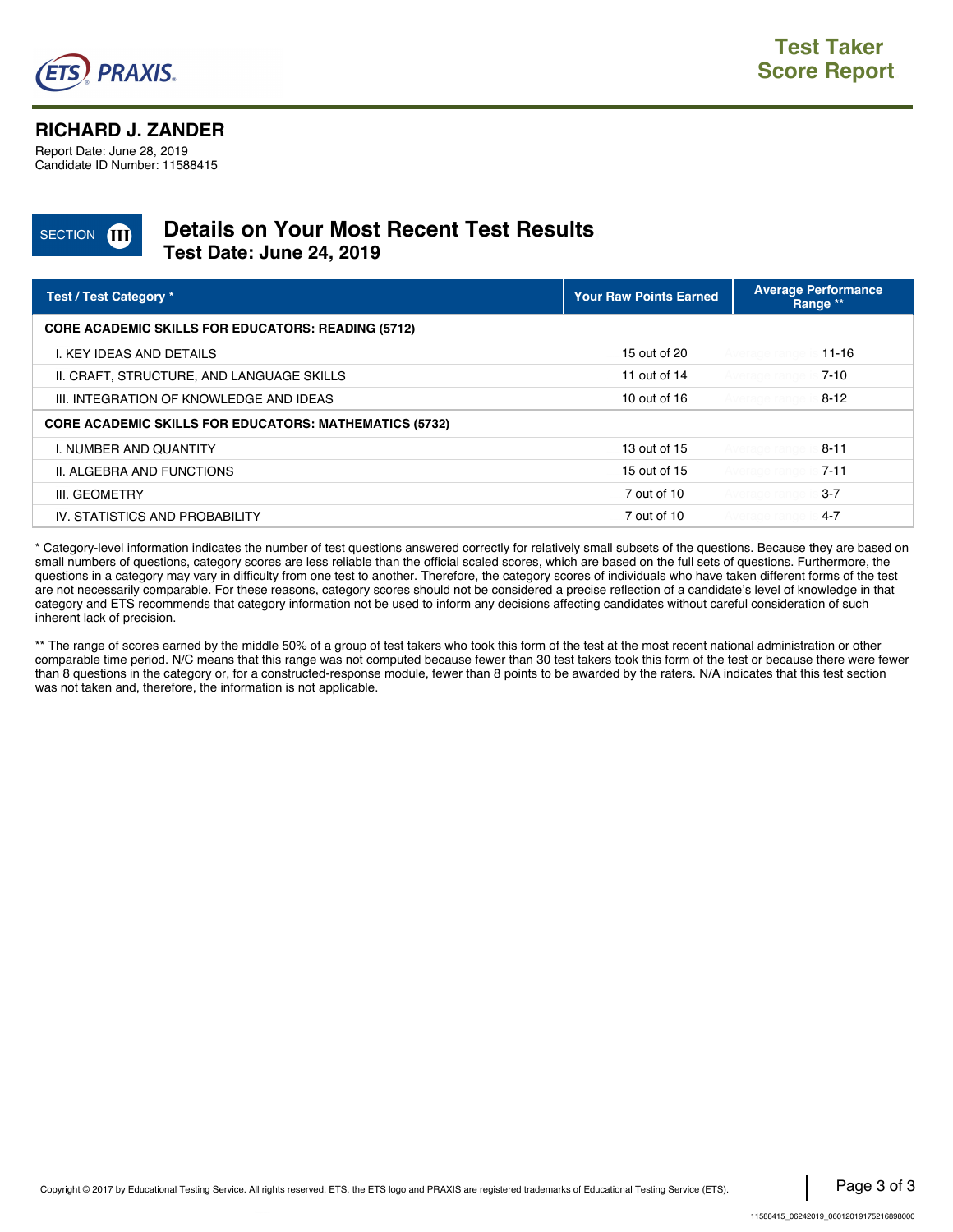**RICHARD J. ZANDER**

Report Date: June 28, 2019
Candidate ID Number: 11588415

## SECTION III — Details on Your Most Recent Test Results

### Test Date: June 24, 2019

| Test / Test Category * | Your Raw Points Earned | Average Performance Range ** |
|---|---|---|
| **CORE ACADEMIC SKILLS FOR EDUCATORS: READING (5712)** | | |
| I. KEY IDEAS AND DETAILS | 15 out of 20 | 11-16 |
| II. CRAFT, STRUCTURE, AND LANGUAGE SKILLS | 11 out of 14 | 7-10 |
| III. INTEGRATION OF KNOWLEDGE AND IDEAS | 10 out of 16 | 8-12 |
| **CORE ACADEMIC SKILLS FOR EDUCATORS: MATHEMATICS (5732)** | | |
| I. NUMBER AND QUANTITY | 13 out of 15 | 8-11 |
| II. ALGEBRA AND FUNCTIONS | 15 out of 15 | 7-11 |
| III. GEOMETRY | 7 out of 10 | 3-7 |
| IV. STATISTICS AND PROBABILITY | 7 out of 10 | 4-7 |

* Category-level information indicates the number of test questions answered correctly for relatively small subsets of the questions. Because they are based on small numbers of questions, category scores are less reliable than the official scaled scores, which are based on the full sets of questions. Furthermore, the questions in a category may vary in difficulty from one test to another. Therefore, the category scores of individuals who have taken different forms of the test are not necessarily comparable. For these reasons, category scores should not be considered a precise reflection of a candidate's level of knowledge in that category and ETS recommends that category information not be used to inform any decisions affecting candidates without careful consideration of such inherent lack of precision.

** The range of scores earned by the middle 50% of a group of test takers who took this form of the test at the most recent national administration or other comparable time period. N/C means that this range was not computed because fewer than 30 test takers took this form of the test or because there were fewer than 8 questions in the category or, for a constructed-response module, fewer than 8 points to be awarded by the raters. N/A indicates that this test section was not taken and, therefore, the information is not applicable.

Copyright © 2017 by Educational Testing Service. All rights reserved. ETS, the ETS logo and PRAXIS are registered trademarks of Educational Testing Service (ETS).

11588415_06242019_06012019175216898000